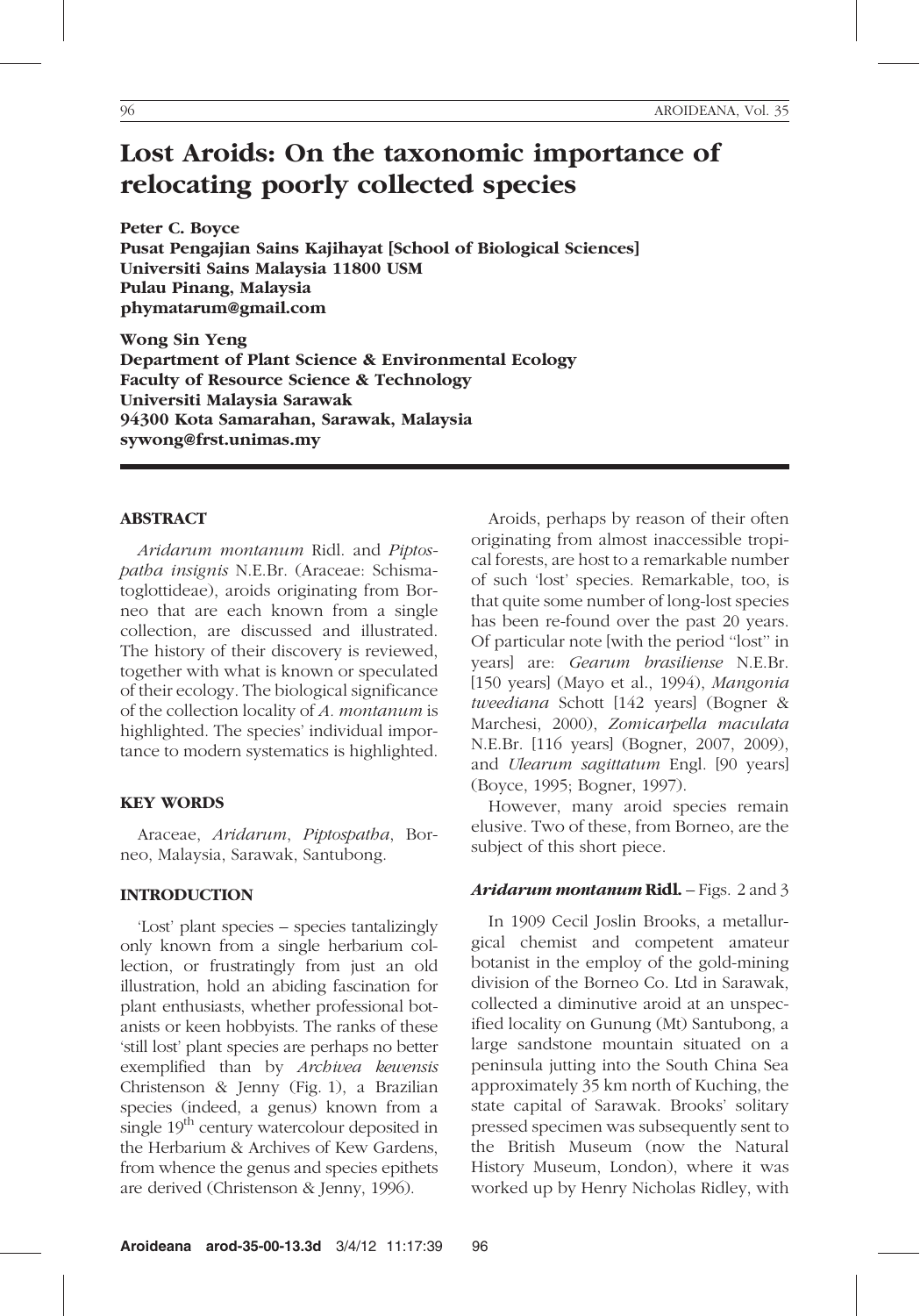# Lost Aroids: On the taxonomic importance of relocating poorly collected species

**Peter C. Boyce**
**Pusat Pengajian Sains Kajihayat [School of Biological Sciences]**
**Universiti Sains Malaysia 11800 USM**
**Pulau Pinang, Malaysia**
**phymatarum@gmail.com**

**Wong Sin Yeng**
**Department of Plant Science & Environmental Ecology**
**Faculty of Resource Science & Technology**
**Universiti Malaysia Sarawak**
**94300 Kota Samarahan, Sarawak, Malaysia**
**sywong@frst.unimas.my**

## ABSTRACT

*Aridarum montanum* Ridl. and *Piptospatha insignis* N.E.Br. (Araceae: Schismatoglottideae), aroids originating from Borneo that are each known from a single collection, are discussed and illustrated. The history of their discovery is reviewed, together with what is known or speculated of their ecology. The biological significance of the collection locality of *A. montanum* is highlighted. The species' individual importance to modern systematics is highlighted.

## KEY WORDS

Araceae, *Aridarum*, *Piptospatha*, Borneo, Malaysia, Sarawak, Santubong.

## INTRODUCTION

'Lost' plant species – species tantalizingly only known from a single herbarium collection, or frustratingly from just an old illustration, hold an abiding fascination for plant enthusiasts, whether professional botanists or keen hobbyists. The ranks of these 'still lost' plant species are perhaps no better exemplified than by *Archivea kewensis* Christenson & Jenny (Fig. 1), a Brazilian species (indeed, a genus) known from a single 19th century watercolour deposited in the Herbarium & Archives of Kew Gardens, from whence the genus and species epithets are derived (Christenson & Jenny, 1996).

Aroids, perhaps by reason of their often originating from almost inaccessible tropical forests, are host to a remarkable number of such 'lost' species. Remarkable, too, is that quite some number of long-lost species has been re-found over the past 20 years. Of particular note [with the period "lost" in years] are: *Gearum brasiliense* N.E.Br. [150 years] (Mayo et al., 1994), *Mangonia tweediana* Schott [142 years] (Bogner & Marchesi, 2000), *Zomicarpella maculata* N.E.Br. [116 years] (Bogner, 2007, 2009), and *Ulearum sagittatum* Engl. [90 years] (Boyce, 1995; Bogner, 1997).

However, many aroid species remain elusive. Two of these, from Borneo, are the subject of this short piece.

### *Aridarum montanum* Ridl. – Figs. 2 and 3

In 1909 Cecil Joslin Brooks, a metallurgical chemist and competent amateur botanist in the employ of the gold-mining division of the Borneo Co. Ltd in Sarawak, collected a diminutive aroid at an unspecified locality on Gunung (Mt) Santubong, a large sandstone mountain situated on a peninsula jutting into the South China Sea approximately 35 km north of Kuching, the state capital of Sarawak. Brooks' solitary pressed specimen was subsequently sent to the British Museum (now the Natural History Museum, London), where it was worked up by Henry Nicholas Ridley, with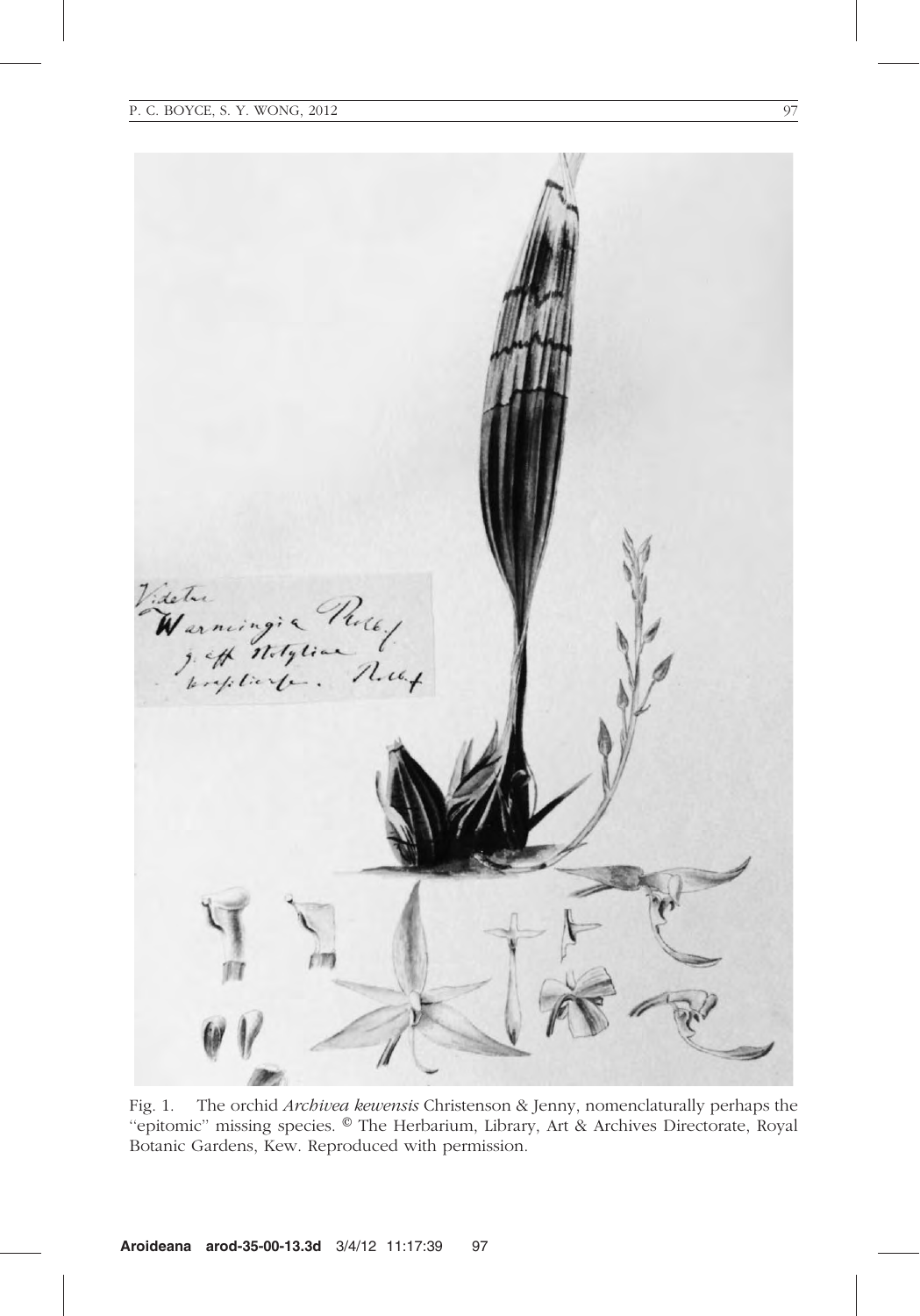Fig. 1. The orchid *Archivea kewensis* Christenson & Jenny, nomenclaturally perhaps the "epitomic" missing species. © The Herbarium, Library, Art & Archives Directorate, Royal Botanic Gardens, Kew. Reproduced with permission.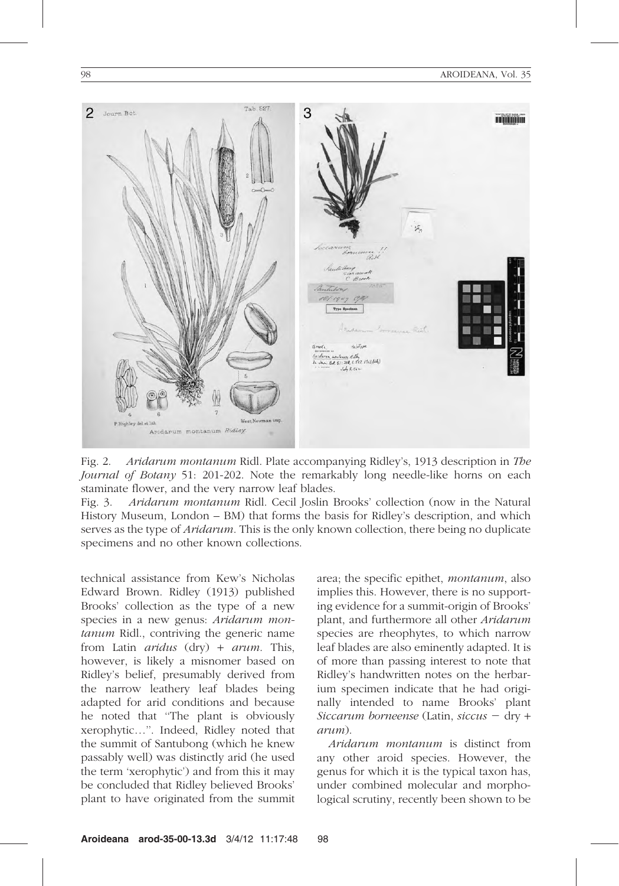Fig. 2. *Aridarum montanum* Ridl. Plate accompanying Ridley's, 1913 description in *The Journal of Botany* 51: 201-202. Note the remarkably long needle-like horns on each staminate flower, and the very narrow leaf blades.

Fig. 3. *Aridarum montanum* Ridl. Cecil Joslin Brooks' collection (now in the Natural History Museum, London – BM) that forms the basis for Ridley's description, and which serves as the type of *Aridarum*. This is the only known collection, there being no duplicate specimens and no other known collections.

technical assistance from Kew's Nicholas Edward Brown. Ridley (1913) published Brooks' collection as the type of a new species in a new genus: *Aridarum montanum* Ridl., contriving the generic name from Latin *aridus* (dry) + *arum*. This, however, is likely a misnomer based on Ridley's belief, presumably derived from the narrow leathery leaf blades being adapted for arid conditions and because he noted that "The plant is obviously xerophytic…". Indeed, Ridley noted that the summit of Santubong (which he knew passably well) was distinctly arid (he used the term 'xerophytic') and from this it may be concluded that Ridley believed Brooks' plant to have originated from the summit area; the specific epithet, *montanum*, also implies this. However, there is no supporting evidence for a summit-origin of Brooks' plant, and furthermore all other *Aridarum* species are rheophytes, to which narrow leaf blades are also eminently adapted. It is of more than passing interest to note that Ridley's handwritten notes on the herbarium specimen indicate that he had originally intended to name Brooks' plant *Siccarum borneense* (Latin, *siccus* – dry + *arum*).

*Aridarum montanum* is distinct from any other aroid species. However, the genus for which it is the typical taxon has, under combined molecular and morphological scrutiny, recently been shown to be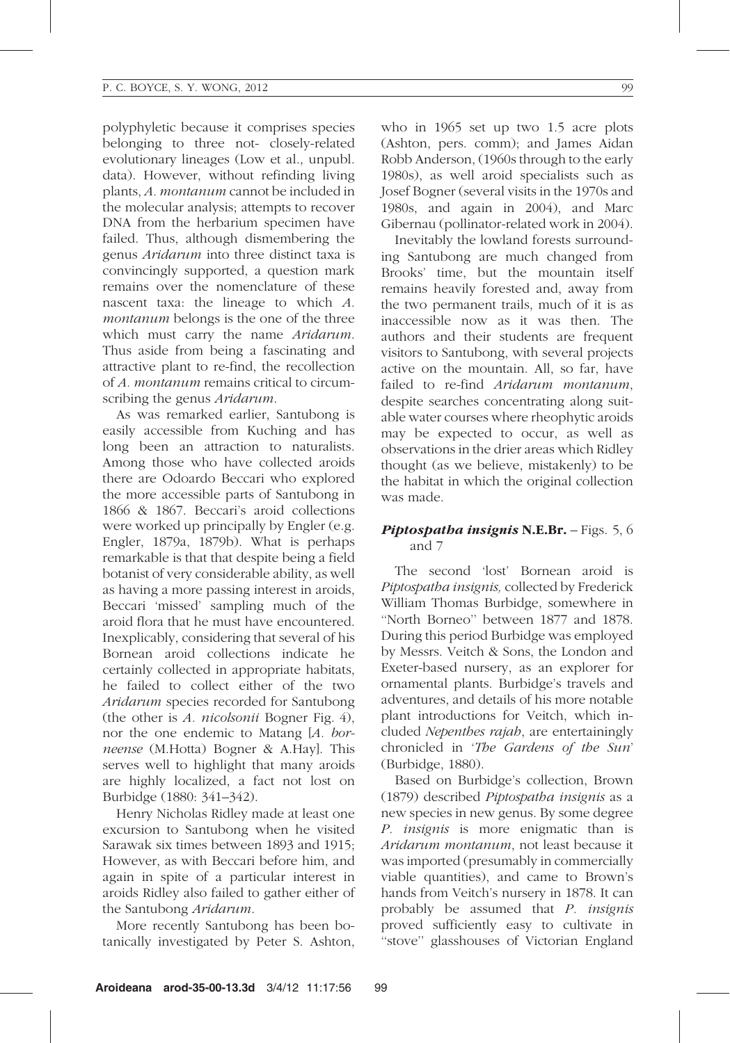polyphyletic because it comprises species belonging to three not- closely-related evolutionary lineages (Low et al., unpubl. data). However, without refinding living plants, *A. montanum* cannot be included in the molecular analysis; attempts to recover DNA from the herbarium specimen have failed. Thus, although dismembering the genus *Aridarum* into three distinct taxa is convincingly supported, a question mark remains over the nomenclature of these nascent taxa: the lineage to which *A. montanum* belongs is the one of the three which must carry the name *Aridarum*. Thus aside from being a fascinating and attractive plant to re-find, the recollection of *A. montanum* remains critical to circumscribing the genus *Aridarum*.

As was remarked earlier, Santubong is easily accessible from Kuching and has long been an attraction to naturalists. Among those who have collected aroids there are Odoardo Beccari who explored the more accessible parts of Santubong in 1866 & 1867. Beccari's aroid collections were worked up principally by Engler (e.g. Engler, 1879a, 1879b). What is perhaps remarkable is that that despite being a field botanist of very considerable ability, as well as having a more passing interest in aroids, Beccari 'missed' sampling much of the aroid flora that he must have encountered. Inexplicably, considering that several of his Bornean aroid collections indicate he certainly collected in appropriate habitats, he failed to collect either of the two *Aridarum* species recorded for Santubong (the other is *A. nicolsonii* Bogner Fig. 4), nor the one endemic to Matang [*A. borneense* (M.Hotta) Bogner & A.Hay]. This serves well to highlight that many aroids are highly localized, a fact not lost on Burbidge (1880: 341–342).

Henry Nicholas Ridley made at least one excursion to Santubong when he visited Sarawak six times between 1893 and 1915; However, as with Beccari before him, and again in spite of a particular interest in aroids Ridley also failed to gather either of the Santubong *Aridarum*.

More recently Santubong has been botanically investigated by Peter S. Ashton, who in 1965 set up two 1.5 acre plots (Ashton, pers. comm); and James Aidan Robb Anderson, (1960s through to the early 1980s), as well aroid specialists such as Josef Bogner (several visits in the 1970s and 1980s, and again in 2004), and Marc Gibernau (pollinator-related work in 2004).

Inevitably the lowland forests surrounding Santubong are much changed from Brooks' time, but the mountain itself remains heavily forested and, away from the two permanent trails, much of it is as inaccessible now as it was then. The authors and their students are frequent visitors to Santubong, with several projects active on the mountain. All, so far, have failed to re-find *Aridarum montanum*, despite searches concentrating along suitable water courses where rheophytic aroids may be expected to occur, as well as observations in the drier areas which Ridley thought (as we believe, mistakenly) to be the habitat in which the original collection was made.

### ***Piptospatha insignis* N.E.Br.** – Figs. 5, 6 and 7

The second 'lost' Bornean aroid is *Piptospatha insignis,* collected by Frederick William Thomas Burbidge, somewhere in "North Borneo" between 1877 and 1878. During this period Burbidge was employed by Messrs. Veitch & Sons, the London and Exeter-based nursery, as an explorer for ornamental plants. Burbidge's travels and adventures, and details of his more notable plant introductions for Veitch, which included *Nepenthes rajah*, are entertainingly chronicled in '*The Gardens of the Sun*' (Burbidge, 1880).

Based on Burbidge's collection, Brown (1879) described *Piptospatha insignis* as a new species in new genus. By some degree *P. insignis* is more enigmatic than is *Aridarum montanum*, not least because it was imported (presumably in commercially viable quantities), and came to Brown's hands from Veitch's nursery in 1878. It can probably be assumed that *P. insignis* proved sufficiently easy to cultivate in "stove" glasshouses of Victorian England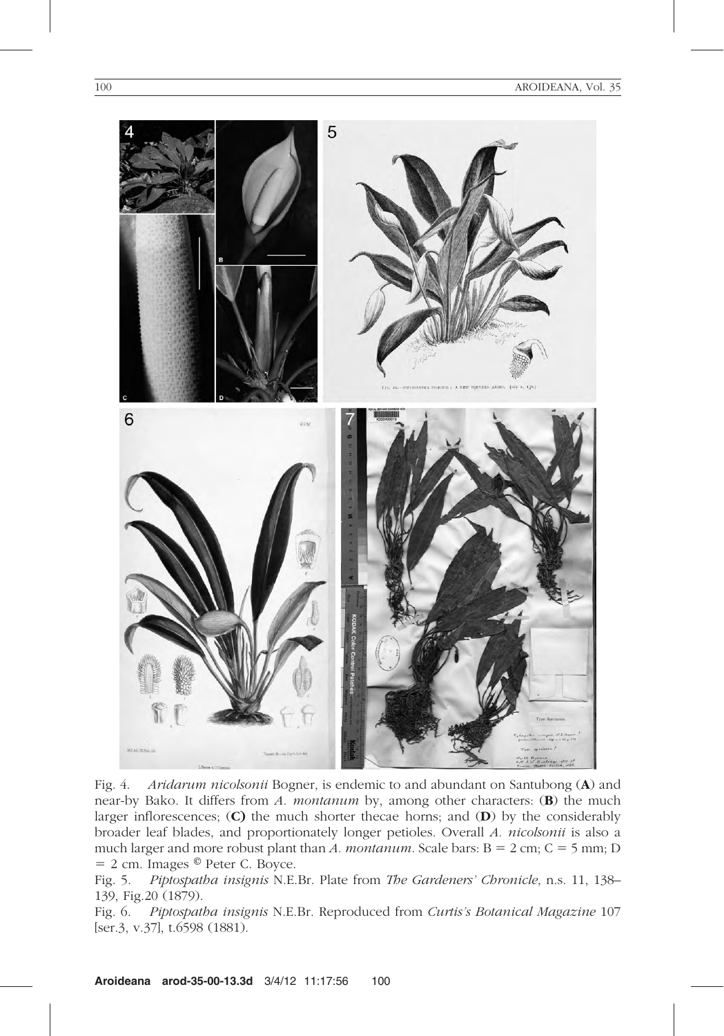Fig. 4. *Aridarum nicolsonii* Bogner, is endemic to and abundant on Santubong (**A**) and near-by Bako. It differs from *A. montanum* by, among other characters: (**B**) the much larger inflorescences; (**C**) the much shorter thecae horns; and (**D**) by the considerably broader leaf blades, and proportionately longer petioles. Overall *A. nicolsonii* is also a much larger and more robust plant than *A. montanum*. Scale bars: B = 2 cm; C = 5 mm; D = 2 cm. Images © Peter C. Boyce.

Fig. 5. *Piptospatha insignis* N.E.Br. Plate from *The Gardeners' Chronicle*, n.s. 11, 138–139, Fig.20 (1879).

Fig. 6. *Piptospatha insignis* N.E.Br. Reproduced from *Curtis's Botanical Magazine* 107 [ser.3, v.37], t.6598 (1881).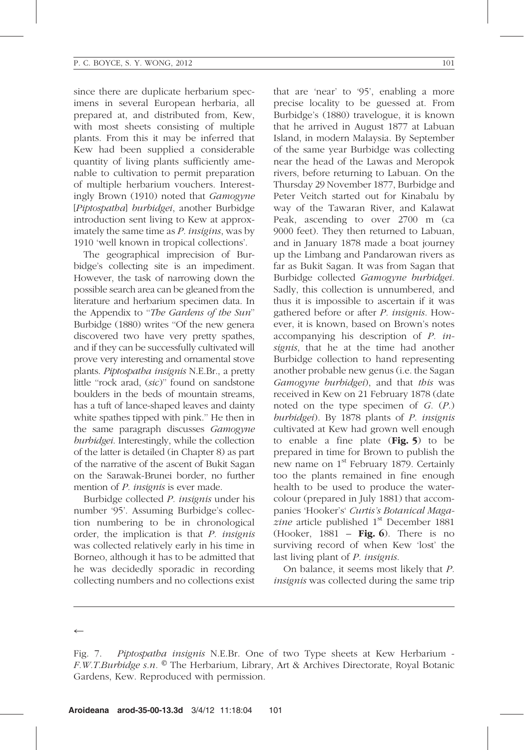since there are duplicate herbarium specimens in several European herbaria, all prepared at, and distributed from, Kew, with most sheets consisting of multiple plants. From this it may be inferred that Kew had been supplied a considerable quantity of living plants sufficiently amenable to cultivation to permit preparation of multiple herbarium vouchers. Interestingly Brown (1910) noted that *Gamogyne* [*Piptospatha*] *burbidgei*, another Burbidge introduction sent living to Kew at approximately the same time as *P. insigins*, was by 1910 'well known in tropical collections'.

The geographical imprecision of Burbidge's collecting site is an impediment. However, the task of narrowing down the possible search area can be gleaned from the literature and herbarium specimen data. In the Appendix to "*The Gardens of the Sun*" Burbidge (1880) writes "Of the new genera discovered two have very pretty spathes, and if they can be successfully cultivated will prove very interesting and ornamental stove plants. *Piptospatha insignis* N.E.Br., a pretty little "rock arad, (*sic*)" found on sandstone boulders in the beds of mountain streams, has a tuft of lance-shaped leaves and dainty white spathes tipped with pink." He then in the same paragraph discusses *Gamogyne burbidgei*. Interestingly, while the collection of the latter is detailed (in Chapter 8) as part of the narrative of the ascent of Bukit Sagan on the Sarawak-Brunei border, no further mention of *P. insignis* is ever made.

Burbidge collected *P. insignis* under his number '95'. Assuming Burbidge's collection numbering to be in chronological order, the implication is that *P. insignis* was collected relatively early in his time in Borneo, although it has to be admitted that he was decidedly sporadic in recording collecting numbers and no collections exist that are 'near' to '95', enabling a more precise locality to be guessed at. From Burbidge's (1880) travelogue, it is known that he arrived in August 1877 at Labuan Island, in modern Malaysia. By September of the same year Burbidge was collecting near the head of the Lawas and Meropok rivers, before returning to Labuan. On the Thursday 29 November 1877, Burbidge and Peter Veitch started out for Kinabalu by way of the Tawaran River, and Kalawat Peak, ascending to over 2700 m (ca 9000 feet). They then returned to Labuan, and in January 1878 made a boat journey up the Limbang and Pandarowan rivers as far as Bukit Sagan. It was from Sagan that Burbidge collected *Gamogyne burbidgei*. Sadly, this collection is unnumbered, and thus it is impossible to ascertain if it was gathered before or after *P. insignis*. However, it is known, based on Brown's notes accompanying his description of *P. insignis*, that he at the time had another Burbidge collection to hand representing another probable new genus (i.e. the Sagan *Gamogyne burbidgei*), and that *this* was received in Kew on 21 February 1878 (date noted on the type specimen of *G.* (*P.*) *burbidgei*). By 1878 plants of *P. insignis* cultivated at Kew had grown well enough to enable a fine plate (**Fig. 5**) to be prepared in time for Brown to publish the new name on 1st February 1879. Certainly too the plants remained in fine enough health to be used to produce the watercolour (prepared in July 1881) that accompanies 'Hooker's' *Curtis's Botanical Magazine* article published 1st December 1881 (Hooker, 1881 – **Fig. 6**). There is no surviving record of when Kew 'lost' the last living plant of *P. insignis*.

On balance, it seems most likely that *P. insignis* was collected during the same trip

←

Fig. 7. *Piptospatha insignis* N.E.Br. One of two Type sheets at Kew Herbarium - *F.W.T.Burbidge s.n.* © The Herbarium, Library, Art & Archives Directorate, Royal Botanic Gardens, Kew. Reproduced with permission.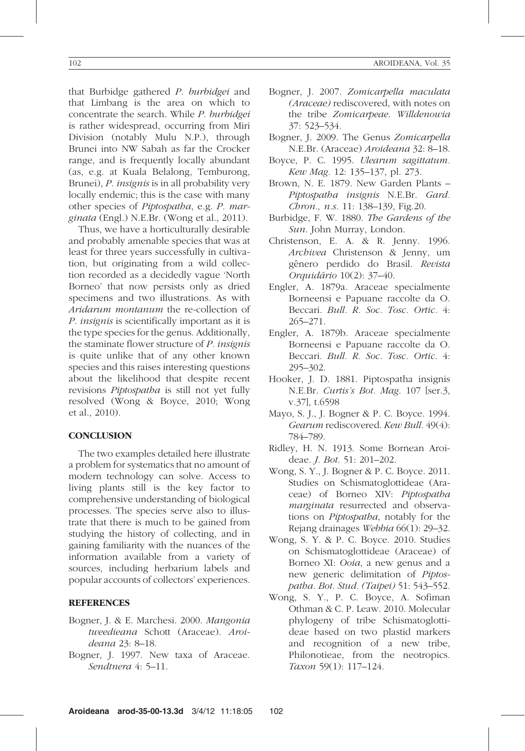that Burbidge gathered *P. burbidgei* and that Limbang is the area on which to concentrate the search. While *P. burbidgei* is rather widespread, occurring from Miri Division (notably Mulu N.P.), through Brunei into NW Sabah as far the Crocker range, and is frequently locally abundant (as, e.g. at Kuala Belalong, Temburong, Brunei), *P. insignis* is in all probability very locally endemic; this is the case with many other species of *Piptospatha*, e.g. *P. marginata* (Engl.) N.E.Br. (Wong et al., 2011).

Thus, we have a horticulturally desirable and probably amenable species that was at least for three years successfully in cultivation, but originating from a wild collection recorded as a decidedly vague 'North Borneo' that now persists only as dried specimens and two illustrations. As with *Aridarum montanum* the re-collection of *P. insignis* is scientifically important as it is the type species for the genus. Additionally, the staminate flower structure of *P. insignis* is quite unlike that of any other known species and this raises interesting questions about the likelihood that despite recent revisions *Piptospatha* is still not yet fully resolved (Wong & Boyce, 2010; Wong et al., 2010).

## CONCLUSION

The two examples detailed here illustrate a problem for systematics that no amount of modern technology can solve. Access to living plants still is the key factor to comprehensive understanding of biological processes. The species serve also to illustrate that there is much to be gained from studying the history of collecting, and in gaining familiarity with the nuances of the information available from a variety of sources, including herbarium labels and popular accounts of collectors' experiences.

## REFERENCES

Bogner, J. & E. Marchesi. 2000. *Mangonia tweedieana* Schott (Araceae). *Aroideana* 23: 8–18.

Bogner, J. 1997. New taxa of Araceae. *Sendtnera* 4: 5–11.

Bogner, J. 2007. *Zomicarpella maculata (Araceae)* rediscovered, with notes on the tribe *Zomicarpeae*. *Willdenowia* 37: 523–534.

Bogner, J. 2009. The Genus *Zomicarpella* N.E.Br. (Araceae) *Aroideana* 32: 8–18.

Boyce, P. C. 1995. *Ulearum sagittatum*. *Kew Mag.* 12: 135–137, pl. 273.

Brown, N. E. 1879. New Garden Plants – *Piptospatha insignis* N.E.Br. *Gard. Chron., n.s.* 11: 138–139, Fig.20.

Burbidge, F. W. 1880. *The Gardens of the Sun*. John Murray, London.

Christenson, E. A. & R. Jenny. 1996. *Archivea* Christenson & Jenny, um gênero perdido do Brasil. *Revista Orquidário* 10(2): 37–40.

Engler, A. 1879a. Araceae specialmente Borneensi e Papuane raccolte da O. Beccari. *Bull. R. Soc. Tosc. Ortic.* 4: 265–271.

Engler, A. 1879b. Araceae specialmente Borneensi e Papuane raccolte da O. Beccari. *Bull. R. Soc. Tosc. Ortic.* 4: 295–302.

Hooker, J. D. 1881. Piptospatha insignis N.E.Br. *Curtis's Bot. Mag.* 107 [ser.3, v.37], t.6598

Mayo, S. J., J. Bogner & P. C. Boyce. 1994. *Gearum* rediscovered. *Kew Bull.* 49(4): 784–789.

Ridley, H. N. 1913. Some Bornean Aroideae. *J. Bot.* 51: 201–202.

Wong, S. Y., J. Bogner & P. C. Boyce. 2011. Studies on Schismatoglottideae (Araceae) of Borneo XIV: *Piptospatha marginata* resurrected and observations on *Piptospatha*, notably for the Rejang drainages *Webbia* 66(1): 29–32.

Wong, S. Y. & P. C. Boyce. 2010. Studies on Schismatoglottideae (Araceae) of Borneo XI: *Ooia*, a new genus and a new generic delimitation of *Piptospatha*. *Bot. Stud. (Taipei)* 51: 543–552.

Wong, S. Y., P. C. Boyce, A. Sofiman Othman & C. P. Leaw. 2010. Molecular phylogeny of tribe Schismatoglottideae based on two plastid markers and recognition of a new tribe, Philonotieae, from the neotropics. *Taxon* 59(1): 117–124.